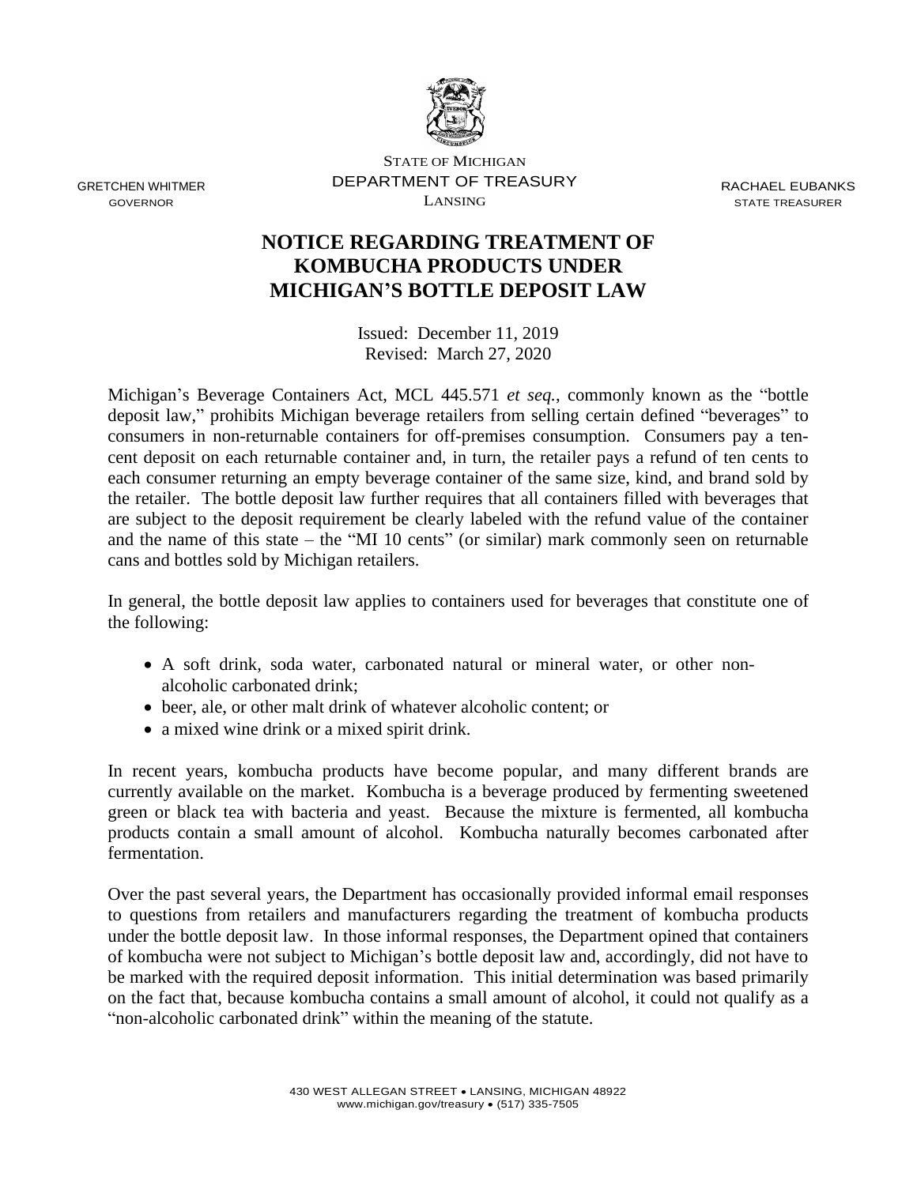STATE OF MICHIGAN
DEPARTMENT OF TREASURY
LANSING

GRETCHEN WHITMER
GOVERNOR

RACHAEL EUBANKS
STATE TREASURER

# NOTICE REGARDING TREATMENT OF KOMBUCHA PRODUCTS UNDER MICHIGAN'S BOTTLE DEPOSIT LAW

Issued: December 11, 2019
Revised: March 27, 2020

Michigan's Beverage Containers Act, MCL 445.571 *et seq.*, commonly known as the "bottle deposit law," prohibits Michigan beverage retailers from selling certain defined "beverages" to consumers in non-returnable containers for off-premises consumption. Consumers pay a ten-cent deposit on each returnable container and, in turn, the retailer pays a refund of ten cents to each consumer returning an empty beverage container of the same size, kind, and brand sold by the retailer. The bottle deposit law further requires that all containers filled with beverages that are subject to the deposit requirement be clearly labeled with the refund value of the container and the name of this state – the "MI 10 cents" (or similar) mark commonly seen on returnable cans and bottles sold by Michigan retailers.

In general, the bottle deposit law applies to containers used for beverages that constitute one of the following:

- A soft drink, soda water, carbonated natural or mineral water, or other non-alcoholic carbonated drink;
- beer, ale, or other malt drink of whatever alcoholic content; or
- a mixed wine drink or a mixed spirit drink.

In recent years, kombucha products have become popular, and many different brands are currently available on the market. Kombucha is a beverage produced by fermenting sweetened green or black tea with bacteria and yeast. Because the mixture is fermented, all kombucha products contain a small amount of alcohol. Kombucha naturally becomes carbonated after fermentation.

Over the past several years, the Department has occasionally provided informal email responses to questions from retailers and manufacturers regarding the treatment of kombucha products under the bottle deposit law. In those informal responses, the Department opined that containers of kombucha were not subject to Michigan's bottle deposit law and, accordingly, did not have to be marked with the required deposit information. This initial determination was based primarily on the fact that, because kombucha contains a small amount of alcohol, it could not qualify as a "non-alcoholic carbonated drink" within the meaning of the statute.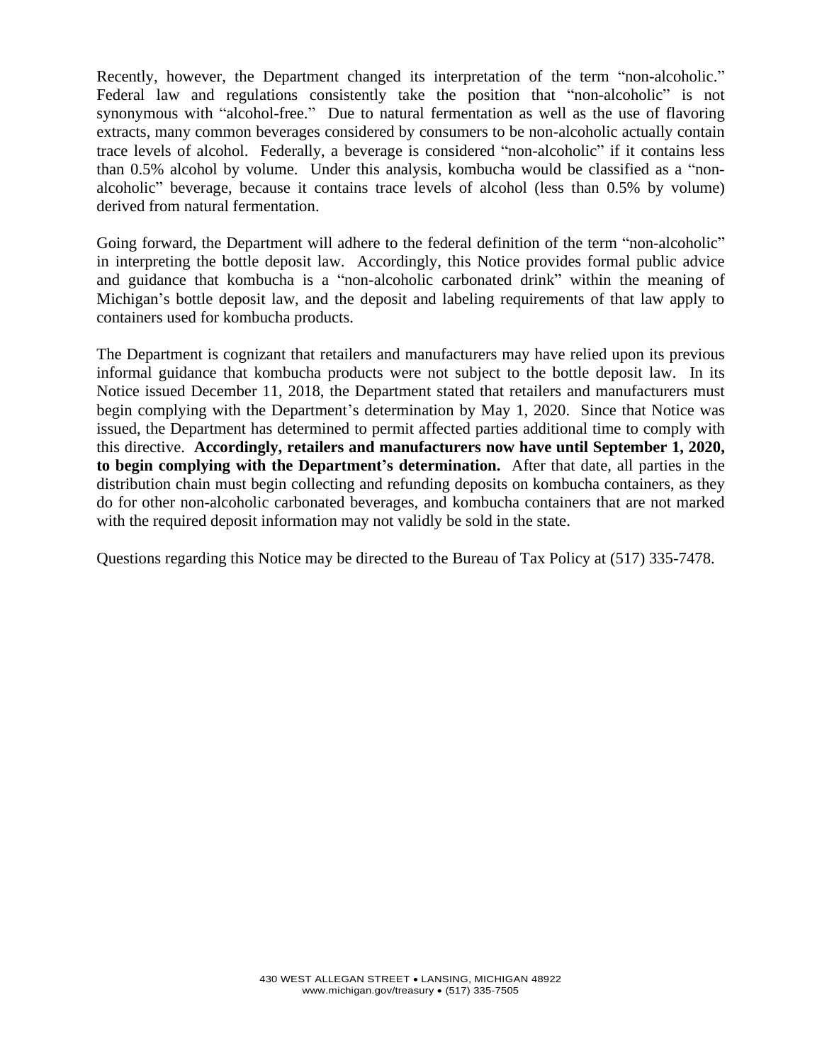Recently, however, the Department changed its interpretation of the term "non-alcoholic." Federal law and regulations consistently take the position that "non-alcoholic" is not synonymous with "alcohol-free." Due to natural fermentation as well as the use of flavoring extracts, many common beverages considered by consumers to be non-alcoholic actually contain trace levels of alcohol. Federally, a beverage is considered "non-alcoholic" if it contains less than 0.5% alcohol by volume. Under this analysis, kombucha would be classified as a "non-alcoholic" beverage, because it contains trace levels of alcohol (less than 0.5% by volume) derived from natural fermentation.

Going forward, the Department will adhere to the federal definition of the term "non-alcoholic" in interpreting the bottle deposit law. Accordingly, this Notice provides formal public advice and guidance that kombucha is a "non-alcoholic carbonated drink" within the meaning of Michigan's bottle deposit law, and the deposit and labeling requirements of that law apply to containers used for kombucha products.

The Department is cognizant that retailers and manufacturers may have relied upon its previous informal guidance that kombucha products were not subject to the bottle deposit law. In its Notice issued December 11, 2018, the Department stated that retailers and manufacturers must begin complying with the Department's determination by May 1, 2020. Since that Notice was issued, the Department has determined to permit affected parties additional time to comply with this directive. **Accordingly, retailers and manufacturers now have until September 1, 2020, to begin complying with the Department's determination.** After that date, all parties in the distribution chain must begin collecting and refunding deposits on kombucha containers, as they do for other non-alcoholic carbonated beverages, and kombucha containers that are not marked with the required deposit information may not validly be sold in the state.

Questions regarding this Notice may be directed to the Bureau of Tax Policy at (517) 335-7478.

430 WEST ALLEGAN STREET • LANSING, MICHIGAN 48922
www.michigan.gov/treasury • (517) 335-7505